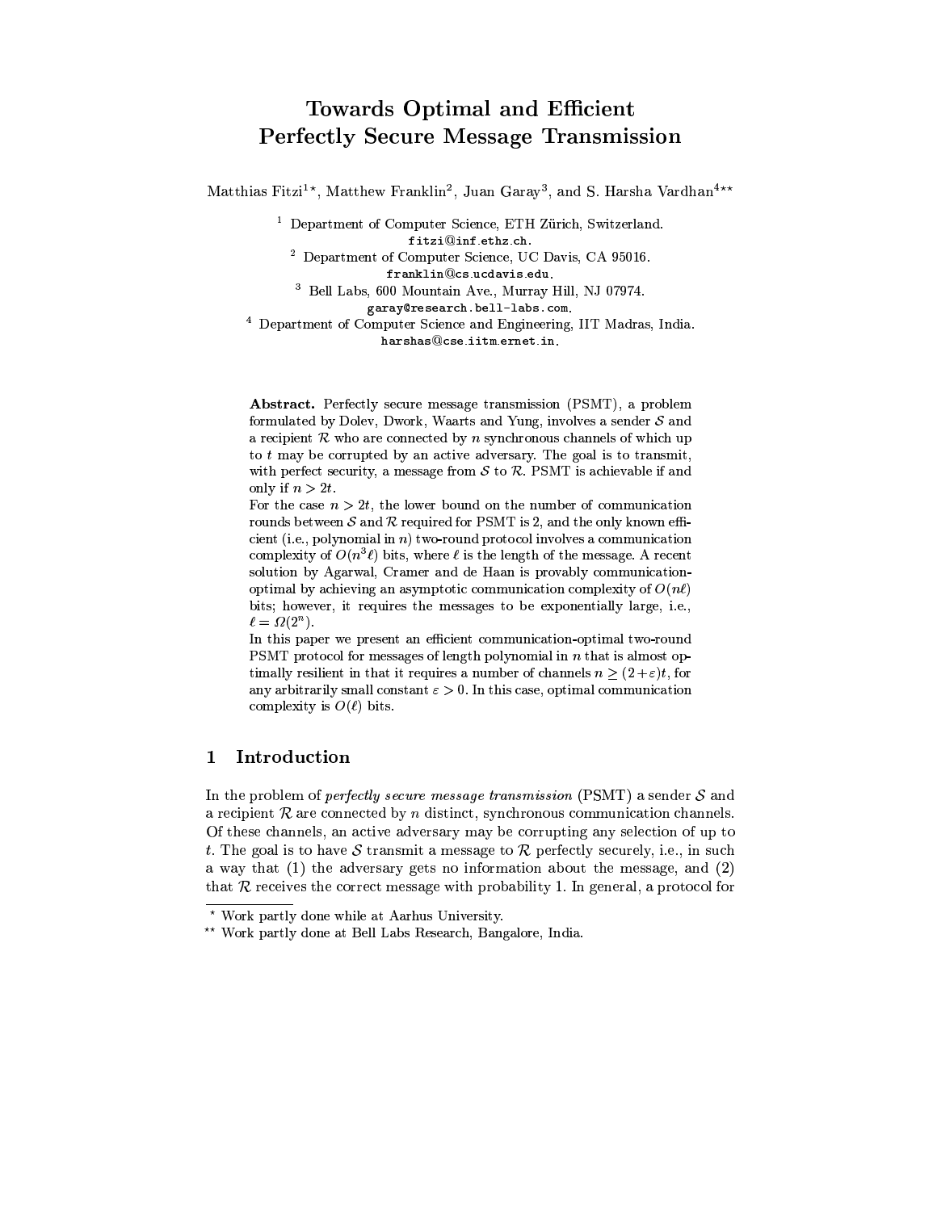# Towards Optimal and Efficient Perfectly Secure Message Transmission

Matthias Fitzi[1]*, Matthew Franklin[2], Juan Garay[3], and S. Harsha Vardhan[4]**

[1] Department of Computer Science, ETH Zürich, Switzerland. fitzi@inf.ethz.ch.

[2] Department of Computer Science, UC Davis, CA 95016. franklin@cs.ucdavis.edu.

[3] Bell Labs, 600 Mountain Ave., Murray Hill, NJ 07974. garay@research.bell-labs.com.

[4] Department of Computer Science and Engineering, IIT Madras, India. harshas@cse.iitm.ernet.in.

**Abstract.** Perfectly secure message transmission (PSMT), a problem formulated by Dolev, Dwork, Waarts and Yung, involves a sender $\mathcal{S}$ and a recipient $\mathcal{R}$ who are connected by $n$ synchronous channels of which up to $t$ may be corrupted by an active adversary. The goal is to transmit, with perfect security, a message from $\mathcal{S}$ to $\mathcal{R}$. PSMT is achievable if and only if $n > 2t$.

For the case $n > 2t$, the lower bound on the number of communication rounds between $\mathcal{S}$ and $\mathcal{R}$ required for PSMT is 2, and the only known efficient (i.e., polynomial in $n$) two-round protocol involves a communication complexity of $O(n^3\ell)$ bits, where $\ell$ is the length of the message. A recent solution by Agarwal, Cramer and de Haan is provably communication-optimal by achieving an asymptotic communication complexity of $O(n\ell)$ bits; however, it requires the messages to be exponentially large, i.e., $\ell = \Omega(2^n)$.

In this paper we present an efficient communication-optimal two-round PSMT protocol for messages of length polynomial in $n$ that is almost optimally resilient in that it requires a number of channels $n \geq (2+\varepsilon)t$, for any arbitrarily small constant $\varepsilon > 0$. In this case, optimal communication complexity is $O(\ell)$ bits.

## 1 Introduction

In the problem of *perfectly secure message transmission* (PSMT) a sender $\mathcal{S}$ and a recipient $\mathcal{R}$ are connected by $n$ distinct, synchronous communication channels. Of these channels, an active adversary may be corrupting any selection of up to $t$. The goal is to have $\mathcal{S}$ transmit a message to $\mathcal{R}$ perfectly securely, i.e., in such a way that (1) the adversary gets no information about the message, and (2) that $\mathcal{R}$ receives the correct message with probability 1. In general, a protocol for

---

* Work partly done while at Aarhus University.

** Work partly done at Bell Labs Research, Bangalore, India.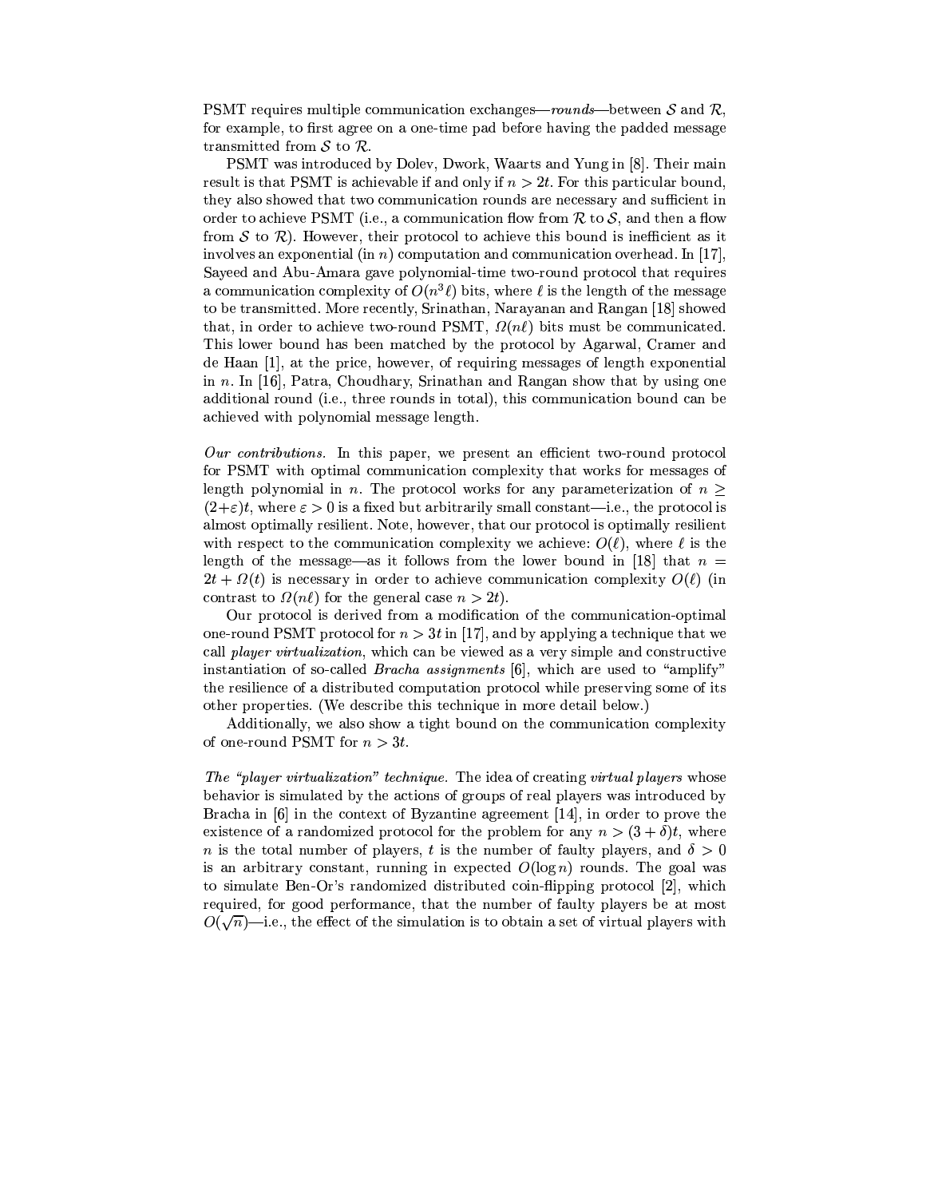PSMT requires multiple communication exchanges—*rounds*—between $\mathcal{S}$ and $\mathcal{R}$, for example, to first agree on a one-time pad before having the padded message transmitted from $\mathcal{S}$ to $\mathcal{R}$.

PSMT was introduced by Dolev, Dwork, Waarts and Yung in [8]. Their main result is that PSMT is achievable if and only if $n > 2t$. For this particular bound, they also showed that two communication rounds are necessary and sufficient in order to achieve PSMT (i.e., a communication flow from $\mathcal{R}$ to $\mathcal{S}$, and then a flow from $\mathcal{S}$ to $\mathcal{R}$). However, their protocol to achieve this bound is inefficient as it involves an exponential (in $n$) computation and communication overhead. In [17], Sayeed and Abu-Amara gave polynomial-time two-round protocol that requires a communication complexity of $O(n^3\ell)$ bits, where $\ell$ is the length of the message to be transmitted. More recently, Srinathan, Narayanan and Rangan [18] showed that, in order to achieve two-round PSMT, $\Omega(n\ell)$ bits must be communicated. This lower bound has been matched by the protocol by Agarwal, Cramer and de Haan [1], at the price, however, of requiring messages of length exponential in $n$. In [16], Patra, Choudhary, Srinathan and Rangan show that by using one additional round (i.e., three rounds in total), this communication bound can be achieved with polynomial message length.

*Our contributions.* In this paper, we present an efficient two-round protocol for PSMT with optimal communication complexity that works for messages of length polynomial in $n$. The protocol works for any parameterization of $n \geq (2+\varepsilon)t$, where $\varepsilon > 0$ is a fixed but arbitrarily small constant—i.e., the protocol is almost optimally resilient. Note, however, that our protocol is optimally resilient with respect to the communication complexity we achieve: $O(\ell)$, where $\ell$ is the length of the message—as it follows from the lower bound in [18] that $n = 2t + \Omega(t)$ is necessary in order to achieve communication complexity $O(\ell)$ (in contrast to $\Omega(n\ell)$ for the general case $n > 2t$).

Our protocol is derived from a modification of the communication-optimal one-round PSMT protocol for $n > 3t$ in [17], and by applying a technique that we call *player virtualization*, which can be viewed as a very simple and constructive instantiation of so-called *Bracha assignments* [6], which are used to "amplify" the resilience of a distributed computation protocol while preserving some of its other properties. (We describe this technique in more detail below.)

Additionally, we also show a tight bound on the communication complexity of one-round PSMT for $n > 3t$.

*The "player virtualization" technique.* The idea of creating *virtual players* whose behavior is simulated by the actions of groups of real players was introduced by Bracha in [6] in the context of Byzantine agreement [14], in order to prove the existence of a randomized protocol for the problem for any $n > (3 + \delta)t$, where $n$ is the total number of players, $t$ is the number of faulty players, and $\delta > 0$ is an arbitrary constant, running in expected $O(\log n)$ rounds. The goal was to simulate Ben-Or's randomized distributed coin-flipping protocol [2], which required, for good performance, that the number of faulty players be at most $O(\sqrt{n})$—i.e., the effect of the simulation is to obtain a set of virtual players with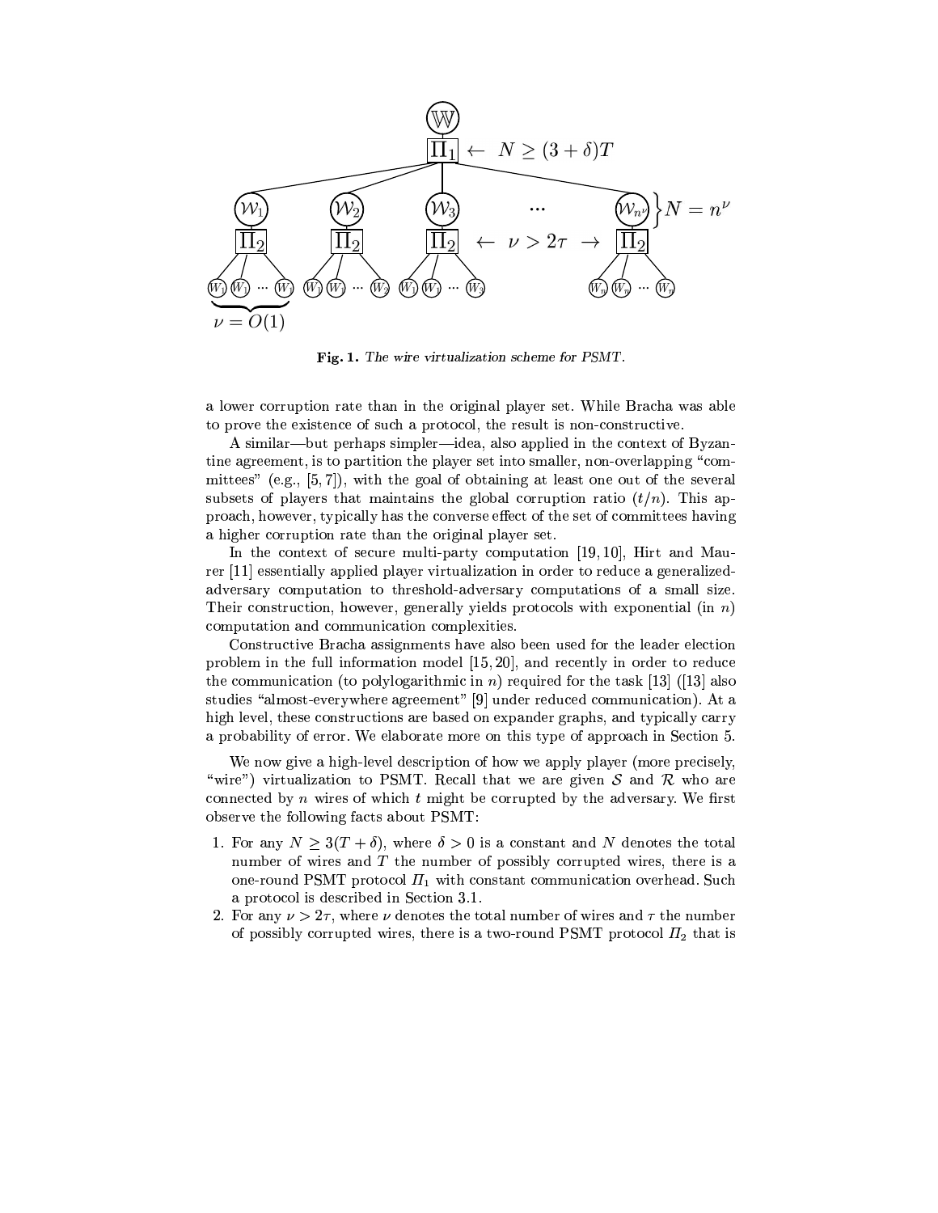Fig. 1. *The wire virtualization scheme for PSMT.*

a lower corruption rate than in the original player set. While Bracha was able to prove the existence of such a protocol, the result is non-constructive.

A similar—but perhaps simpler—idea, also applied in the context of Byzantine agreement, is to partition the player set into smaller, non-overlapping "committees" (e.g., [5, 7]), with the goal of obtaining at least one out of the several subsets of players that maintains the global corruption ratio ($t/n$). This approach, however, typically has the converse effect of the set of committees having a higher corruption rate than the original player set.

In the context of secure multi-party computation [19, 10], Hirt and Maurer [11] essentially applied player virtualization in order to reduce a generalized-adversary computation to threshold-adversary computations of a small size. Their construction, however, generally yields protocols with exponential (in $n$) computation and communication complexities.

Constructive Bracha assignments have also been used for the leader election problem in the full information model [15, 20], and recently in order to reduce the communication (to polylogarithmic in $n$) required for the task [13] ([13] also studies "almost-everywhere agreement" [9] under reduced communication). At a high level, these constructions are based on expander graphs, and typically carry a probability of error. We elaborate more on this type of approach in Section 5.

We now give a high-level description of how we apply player (more precisely, "wire") virtualization to PSMT. Recall that we are given $\mathcal{S}$ and $\mathcal{R}$ who are connected by $n$ wires of which $t$ might be corrupted by the adversary. We first observe the following facts about PSMT:

1. For any $N \geq 3(T + \delta)$, where $\delta > 0$ is a constant and $N$ denotes the total number of wires and $T$ the number of possibly corrupted wires, there is a one-round PSMT protocol $\Pi_1$ with constant communication overhead. Such a protocol is described in Section 3.1.
2. For any $\nu > 2\tau$, where $\nu$ denotes the total number of wires and $\tau$ the number of possibly corrupted wires, there is a two-round PSMT protocol $\Pi_2$ that is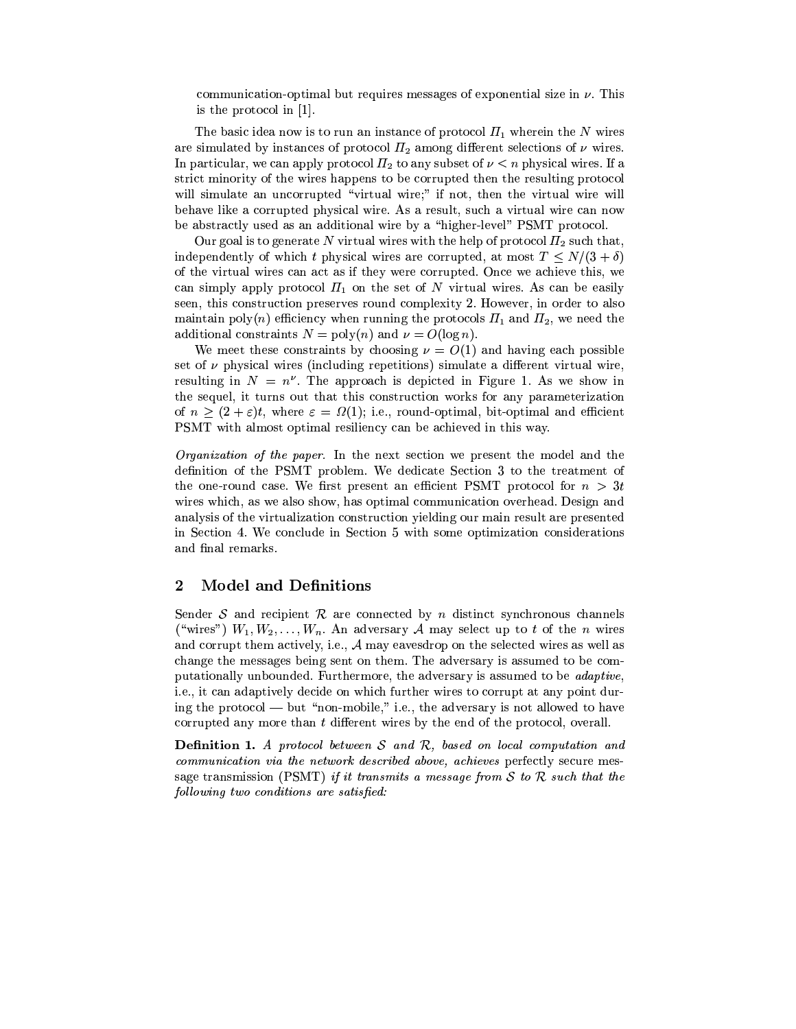communication-optimal but requires messages of exponential size in $\nu$. This is the protocol in [1].

The basic idea now is to run an instance of protocol $\Pi_1$ wherein the $N$ wires are simulated by instances of protocol $\Pi_2$ among different selections of $\nu$ wires. In particular, we can apply protocol $\Pi_2$ to any subset of $\nu < n$ physical wires. If a strict minority of the wires happens to be corrupted then the resulting protocol will simulate an uncorrupted "virtual wire;" if not, then the virtual wire will behave like a corrupted physical wire. As a result, such a virtual wire can now be abstractly used as an additional wire by a "higher-level" PSMT protocol.

Our goal is to generate $N$ virtual wires with the help of protocol $\Pi_2$ such that, independently of which $t$ physical wires are corrupted, at most $T \leq N/(3+\delta)$ of the virtual wires can act as if they were corrupted. Once we achieve this, we can simply apply protocol $\Pi_1$ on the set of $N$ virtual wires. As can be easily seen, this construction preserves round complexity 2. However, in order to also maintain poly($n$) efficiency when running the protocols $\Pi_1$ and $\Pi_2$, we need the additional constraints $N = \text{poly}(n)$ and $\nu = O(\log n)$.

We meet these constraints by choosing $\nu = O(1)$ and having each possible set of $\nu$ physical wires (including repetitions) simulate a different virtual wire, resulting in $N = n^{\nu}$. The approach is depicted in Figure 1. As we show in the sequel, it turns out that this construction works for any parameterization of $n \geq (2+\varepsilon)t$, where $\varepsilon = \Omega(1)$; i.e., round-optimal, bit-optimal and efficient PSMT with almost optimal resiliency can be achieved in this way.

*Organization of the paper.* In the next section we present the model and the definition of the PSMT problem. We dedicate Section 3 to the treatment of the one-round case. We first present an efficient PSMT protocol for $n > 3t$ wires which, as we also show, has optimal communication overhead. Design and analysis of the virtualization construction yielding our main result are presented in Section 4. We conclude in Section 5 with some optimization considerations and final remarks.

## 2 Model and Definitions

Sender $\mathcal{S}$ and recipient $\mathcal{R}$ are connected by $n$ distinct synchronous channels ("wires") $W_1, W_2, \ldots, W_n$. An adversary $\mathcal{A}$ may select up to $t$ of the $n$ wires and corrupt them actively, i.e., $\mathcal{A}$ may eavesdrop on the selected wires as well as change the messages being sent on them. The adversary is assumed to be computationally unbounded. Furthermore, the adversary is assumed to be *adaptive*, i.e., it can adaptively decide on which further wires to corrupt at any point during the protocol — but "non-mobile," i.e., the adversary is not allowed to have corrupted any more than $t$ different wires by the end of the protocol, overall.

**Definition 1.** *A protocol between $\mathcal{S}$ and $\mathcal{R}$, based on local computation and communication via the network described above, achieves* perfectly secure message transmission (PSMT) *if it transmits a message from $\mathcal{S}$ to $\mathcal{R}$ such that the following two conditions are satisfied:*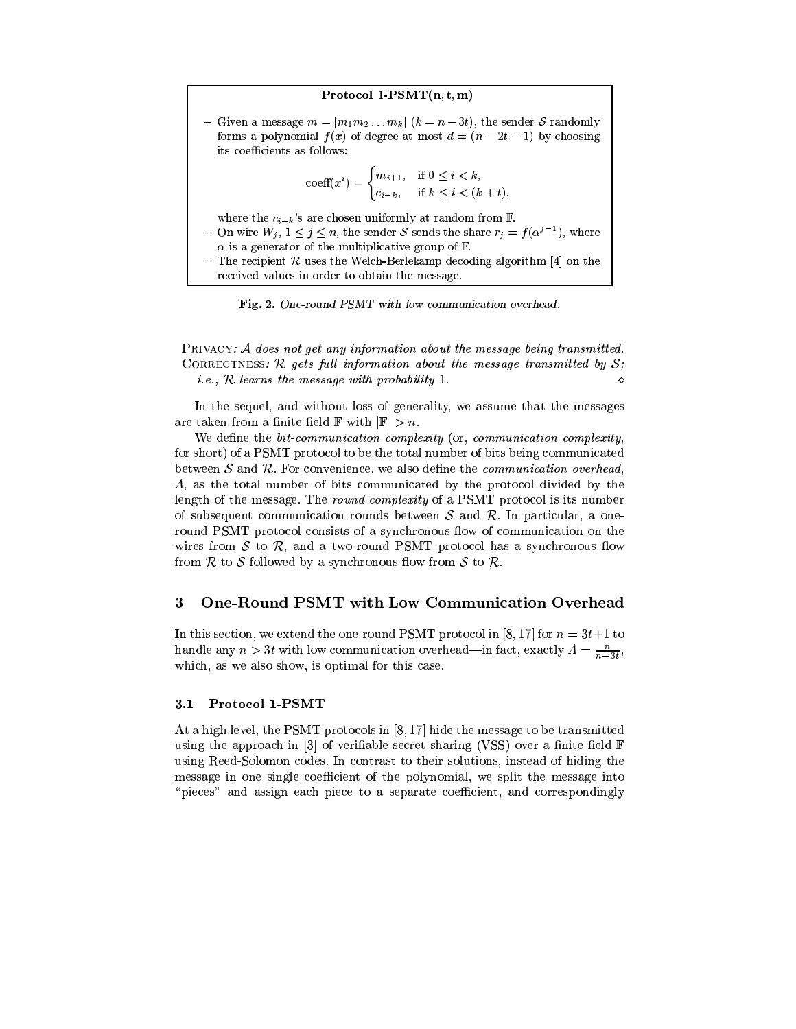**Protocol 1-PSMT(n, t, m)**

- Given a message $m = [m_1 m_2 \ldots m_k]$ ($k = n - 3t$), the sender $\mathcal{S}$ randomly forms a polynomial $f(x)$ of degree at most $d = (n - 2t - 1)$ by choosing its coefficients as follows:

$$\text{coeff}(x^i) = \begin{cases} m_{i+1}, & \text{if } 0 \le i < k, \\ c_{i-k}, & \text{if } k \le i < (k+t), \end{cases}$$

  where the $c_{i-k}$'s are chosen uniformly at random from $\mathbb{F}$.
- On wire $W_j$, $1 \le j \le n$, the sender $\mathcal{S}$ sends the share $r_j = f(\alpha^{j-1})$, where $\alpha$ is a generator of the multiplicative group of $\mathbb{F}$.
- The recipient $\mathcal{R}$ uses the Welch-Berlekamp decoding algorithm [4] on the received values in order to obtain the message.

**Fig. 2.** *One-round PSMT with low communication overhead.*

PRIVACY: *$\mathcal{A}$ does not get any information about the message being transmitted.*
CORRECTNESS: *$\mathcal{R}$ gets full information about the message transmitted by $\mathcal{S}$; i.e., $\mathcal{R}$ learns the message with probability 1.* ⋄

In the sequel, and without loss of generality, we assume that the messages are taken from a finite field $\mathbb{F}$ with $|\mathbb{F}| > n$.

We define the *bit-communication complexity* (or, *communication complexity*, for short) of a PSMT protocol to be the total number of bits being communicated between $\mathcal{S}$ and $\mathcal{R}$. For convenience, we also define the *communication overhead*, $\Lambda$, as the total number of bits communicated by the protocol divided by the length of the message. The *round complexity* of a PSMT protocol is its number of subsequent communication rounds between $\mathcal{S}$ and $\mathcal{R}$. In particular, a one-round PSMT protocol consists of a synchronous flow of communication on the wires from $\mathcal{S}$ to $\mathcal{R}$, and a two-round PSMT protocol has a synchronous flow from $\mathcal{R}$ to $\mathcal{S}$ followed by a synchronous flow from $\mathcal{S}$ to $\mathcal{R}$.

## 3 One-Round PSMT with Low Communication Overhead

In this section, we extend the one-round PSMT protocol in [8, 17] for $n = 3t+1$ to handle any $n > 3t$ with low communication overhead—in fact, exactly $\Lambda = \frac{n}{n-3t}$, which, as we also show, is optimal for this case.

### 3.1 Protocol 1-PSMT

At a high level, the PSMT protocols in [8, 17] hide the message to be transmitted using the approach in [3] of verifiable secret sharing (VSS) over a finite field $\mathbb{F}$ using Reed-Solomon codes. In contrast to their solutions, instead of hiding the message in one single coefficient of the polynomial, we split the message into "pieces" and assign each piece to a separate coefficient, and correspondingly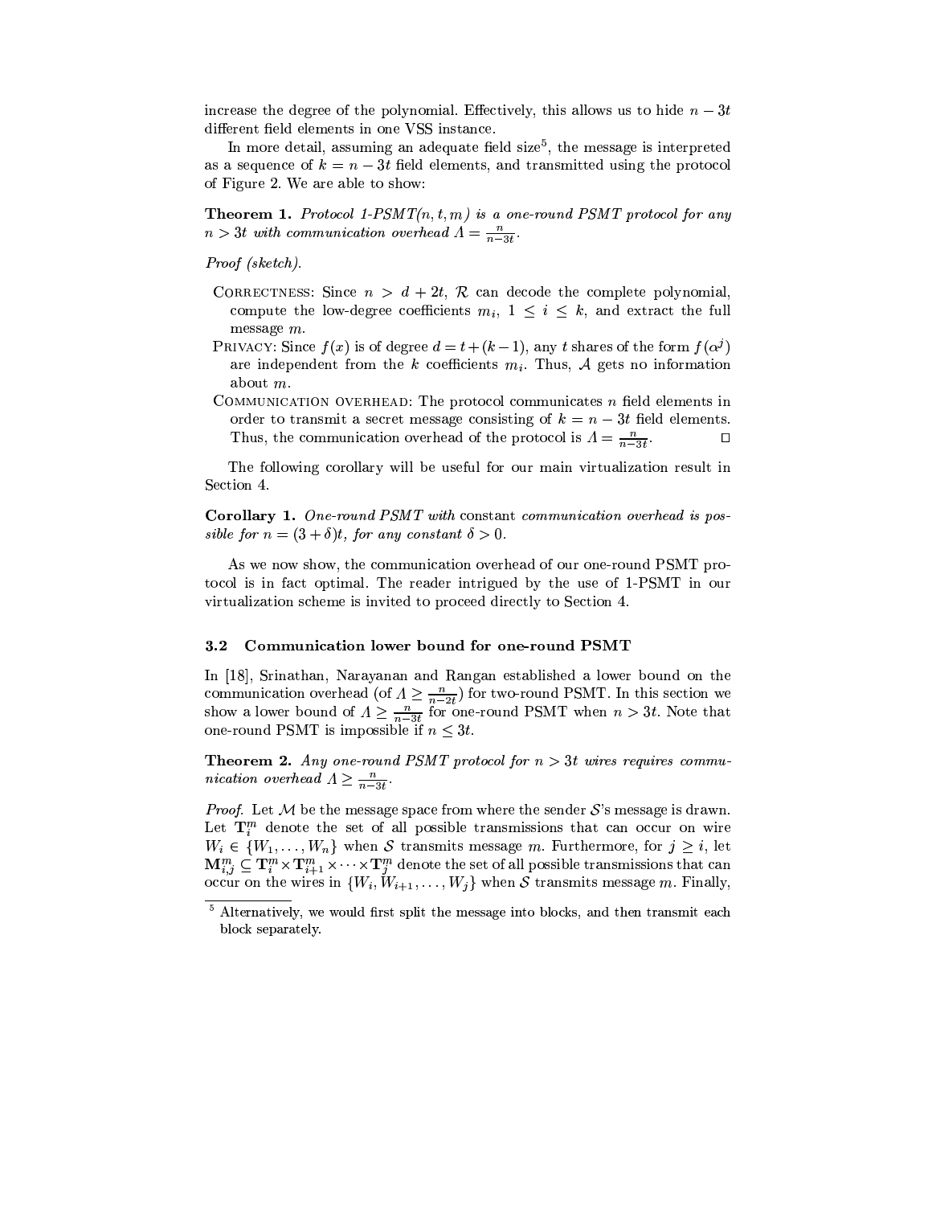increase the degree of the polynomial. Effectively, this allows us to hide $n-3t$ different field elements in one VSS instance.

In more detail, assuming an adequate field size[5], the message is interpreted as a sequence of $k = n - 3t$ field elements, and transmitted using the protocol of Figure 2. We are able to show:

**Theorem 1.** *Protocol 1-PSMT$(n,t,m)$ is a one-round PSMT protocol for any $n > 3t$ with communication overhead $\Lambda = \frac{n}{n-3t}$.*

*Proof (sketch).*

- CORRECTNESS: Since $n > d + 2t$, $\mathcal{R}$ can decode the complete polynomial, compute the low-degree coefficients $m_i$, $1 \leq i \leq k$, and extract the full message $m$.
- PRIVACY: Since $f(x)$ is of degree $d = t + (k-1)$, any $t$ shares of the form $f(\alpha^j)$ are independent from the $k$ coefficients $m_i$. Thus, $\mathcal{A}$ gets no information about $m$.
- COMMUNICATION OVERHEAD: The protocol communicates $n$ field elements in order to transmit a secret message consisting of $k = n - 3t$ field elements. Thus, the communication overhead of the protocol is $\Lambda = \frac{n}{n-3t}$. □

The following corollary will be useful for our main virtualization result in Section 4.

**Corollary 1.** *One-round PSMT with* constant *communication overhead is possible for $n = (3+\delta)t$, for any constant $\delta > 0$.*

As we now show, the communication overhead of our one-round PSMT protocol is in fact optimal. The reader intrigued by the use of 1-PSMT in our virtualization scheme is invited to proceed directly to Section 4.

### 3.2 Communication lower bound for one-round PSMT

In [18], Srinathan, Narayanan and Rangan established a lower bound on the communication overhead (of $\Lambda \geq \frac{n}{n-2t}$) for two-round PSMT. In this section we show a lower bound of $\Lambda \geq \frac{n}{n-3t}$ for one-round PSMT when $n > 3t$. Note that one-round PSMT is impossible if $n \leq 3t$.

**Theorem 2.** *Any one-round PSMT protocol for $n > 3t$ wires requires communication overhead $\Lambda \geq \frac{n}{n-3t}$.*

*Proof.* Let $\mathcal{M}$ be the message space from where the sender $\mathcal{S}$'s message is drawn. Let $\mathbf{T}_i^m$ denote the set of all possible transmissions that can occur on wire $W_i \in \{W_1, \ldots, W_n\}$ when $\mathcal{S}$ transmits message $m$. Furthermore, for $j \geq i$, let $\mathbf{M}_{i,j}^m \subseteq \mathbf{T}_i^m \times \mathbf{T}_{i+1}^m \times \cdots \times \mathbf{T}_j^m$ denote the set of all possible transmissions that can occur on the wires in $\{W_i, W_{i+1}, \ldots, W_j\}$ when $\mathcal{S}$ transmits message $m$. Finally,

[5] Alternatively, we would first split the message into blocks, and then transmit each block separately.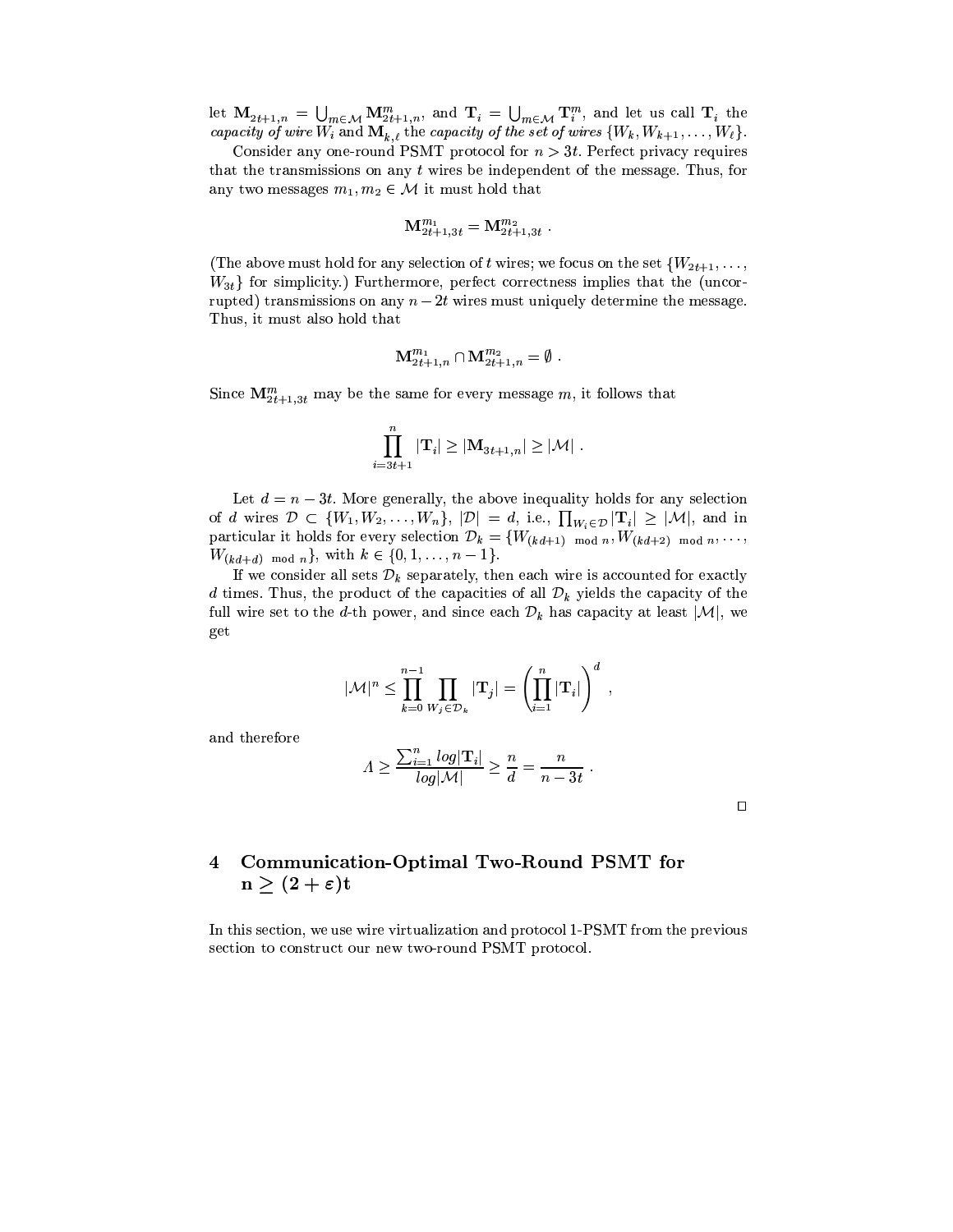let $\mathbf{M}_{2t+1,n} = \bigcup_{m \in \mathcal{M}} \mathbf{M}^m_{2t+1,n}$, and $\mathbf{T}_i = \bigcup_{m \in \mathcal{M}} \mathbf{T}^m_i$, and let us call $\mathbf{T}_i$ the *capacity of wire* $W_i$ and $\mathbf{M}_{k,\ell}$ the *capacity of the set of wires* $\{W_k, W_{k+1}, \ldots, W_\ell\}$.

Consider any one-round PSMT protocol for $n > 3t$. Perfect privacy requires that the transmissions on any $t$ wires be independent of the message. Thus, for any two messages $m_1, m_2 \in \mathcal{M}$ it must hold that

$$\mathbf{M}^{m_1}_{2t+1,3t} = \mathbf{M}^{m_2}_{2t+1,3t} \ .$$

(The above must hold for any selection of $t$ wires; we focus on the set $\{W_{2t+1}, \ldots, W_{3t}\}$ for simplicity.) Furthermore, perfect correctness implies that the (uncorrupted) transmissions on any $n - 2t$ wires must uniquely determine the message. Thus, it must also hold that

$$\mathbf{M}^{m_1}_{2t+1,n} \cap \mathbf{M}^{m_2}_{2t+1,n} = \emptyset \ .$$

Since $\mathbf{M}^m_{2t+1,3t}$ may be the same for every message $m$, it follows that

$$\prod_{i=3t+1}^{n} |\mathbf{T}_i| \geq |\mathbf{M}_{3t+1,n}| \geq |\mathcal{M}| \ .$$

Let $d = n - 3t$. More generally, the above inequality holds for any selection of $d$ wires $\mathcal{D} \subset \{W_1, W_2, \ldots, W_n\}$, $|\mathcal{D}| = d$, i.e., $\prod_{W_i \in \mathcal{D}} |\mathbf{T}_i| \geq |\mathcal{M}|$, and in particular it holds for every selection $\mathcal{D}_k = \{W_{(kd+1) \mod n}, W_{(kd+2) \mod n}, \ldots, W_{(kd+d) \mod n}\}$, with $k \in \{0, 1, \ldots, n-1\}$.

If we consider all sets $\mathcal{D}_k$ separately, then each wire is accounted for exactly $d$ times. Thus, the product of the capacities of all $\mathcal{D}_k$ yields the capacity of the full wire set to the $d$-th power, and since each $\mathcal{D}_k$ has capacity at least $|\mathcal{M}|$, we get

$$|\mathcal{M}|^n \leq \prod_{k=0}^{n-1} \prod_{W_j \in \mathcal{D}_k} |\mathbf{T}_j| = \left( \prod_{i=1}^{n} |\mathbf{T}_i| \right)^d \ ,$$

and therefore

$$\Lambda \geq \frac{\sum_{i=1}^{n} log|\mathbf{T}_i|}{log|\mathcal{M}|} \geq \frac{n}{d} = \frac{n}{n-3t} \ .$$

□

## 4 Communication-Optimal Two-Round PSMT for $\mathbf{n \geq (2+\varepsilon)t}$

In this section, we use wire virtualization and protocol 1-PSMT from the previous section to construct our new two-round PSMT protocol.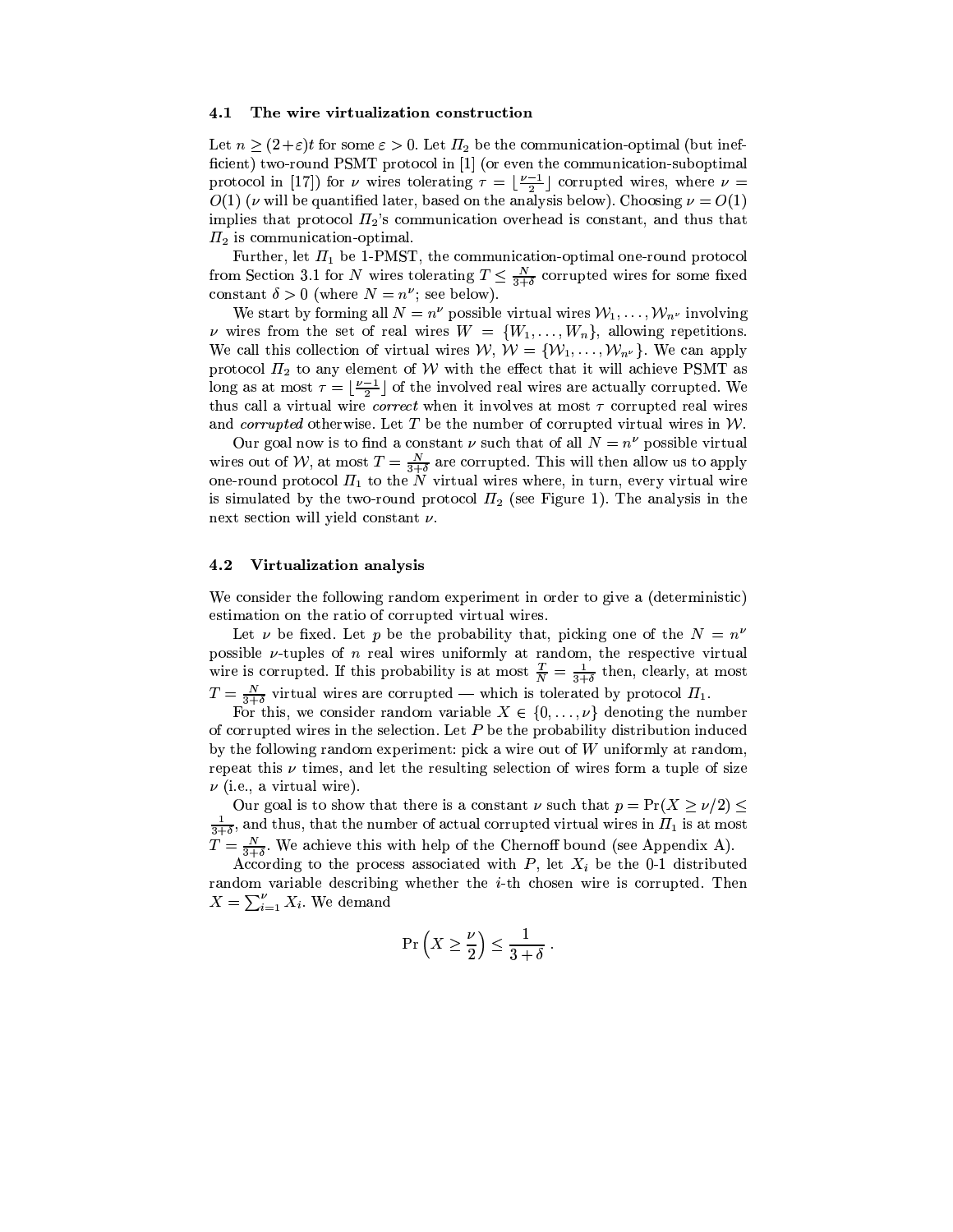### 4.1 The wire virtualization construction

Let $n \geq (2+\varepsilon)t$ for some $\varepsilon > 0$. Let $\Pi_2$ be the communication-optimal (but inefficient) two-round PSMT protocol in [1] (or even the communication-suboptimal protocol in [17]) for $\nu$ wires tolerating $\tau = \lfloor \frac{\nu-1}{2} \rfloor$ corrupted wires, where $\nu = O(1)$ ($\nu$ will be quantified later, based on the analysis below). Choosing $\nu = O(1)$ implies that protocol $\Pi_2$'s communication overhead is constant, and thus that $\Pi_2$ is communication-optimal.

Further, let $\Pi_1$ be 1-PMST, the communication-optimal one-round protocol from Section 3.1 for $N$ wires tolerating $T \leq \frac{N}{3+\delta}$ corrupted wires for some fixed constant $\delta > 0$ (where $N = n^\nu$; see below).

We start by forming all $N = n^\nu$ possible virtual wires $\mathcal{W}_1, \ldots, \mathcal{W}_{n^\nu}$ involving $\nu$ wires from the set of real wires $W = \{W_1, \ldots, W_n\}$, allowing repetitions. We call this collection of virtual wires $\mathcal{W}$, $\mathcal{W} = \{\mathcal{W}_1, \ldots, \mathcal{W}_{n^\nu}\}$. We can apply protocol $\Pi_2$ to any element of $\mathcal{W}$ with the effect that it will achieve PSMT as long as at most $\tau = \lfloor \frac{\nu-1}{2} \rfloor$ of the involved real wires are actually corrupted. We thus call a virtual wire *correct* when it involves at most $\tau$ corrupted real wires and *corrupted* otherwise. Let $T$ be the number of corrupted virtual wires in $\mathcal{W}$.

Our goal now is to find a constant $\nu$ such that of all $N = n^\nu$ possible virtual wires out of $\mathcal{W}$, at most $T = \frac{N}{3+\delta}$ are corrupted. This will then allow us to apply one-round protocol $\Pi_1$ to the $N$ virtual wires where, in turn, every virtual wire is simulated by the two-round protocol $\Pi_2$ (see Figure 1). The analysis in the next section will yield constant $\nu$.

### 4.2 Virtualization analysis

We consider the following random experiment in order to give a (deterministic) estimation on the ratio of corrupted virtual wires.

Let $\nu$ be fixed. Let $p$ be the probability that, picking one of the $N = n^\nu$ possible $\nu$-tuples of $n$ real wires uniformly at random, the respective virtual wire is corrupted. If this probability is at most $\frac{T}{N} = \frac{1}{3+\delta}$ then, clearly, at most $T = \frac{N}{3+\delta}$ virtual wires are corrupted — which is tolerated by protocol $\Pi_1$.

For this, we consider random variable $X \in \{0, \ldots, \nu\}$ denoting the number of corrupted wires in the selection. Let $P$ be the probability distribution induced by the following random experiment: pick a wire out of $W$ uniformly at random, repeat this $\nu$ times, and let the resulting selection of wires form a tuple of size $\nu$ (i.e., a virtual wire).

Our goal is to show that there is a constant $\nu$ such that $p = \Pr(X \geq \nu/2) \leq \frac{1}{3+\delta}$, and thus, that the number of actual corrupted virtual wires in $\Pi_1$ is at most $T = \frac{N}{3+\delta}$. We achieve this with help of the Chernoff bound (see Appendix A).

According to the process associated with $P$, let $X_i$ be the 0-1 distributed random variable describing whether the $i$-th chosen wire is corrupted. Then $X = \sum_{i=1}^{\nu} X_i$. We demand

$$\Pr\left(X \geq \frac{\nu}{2}\right) \leq \frac{1}{3+\delta}\ .$$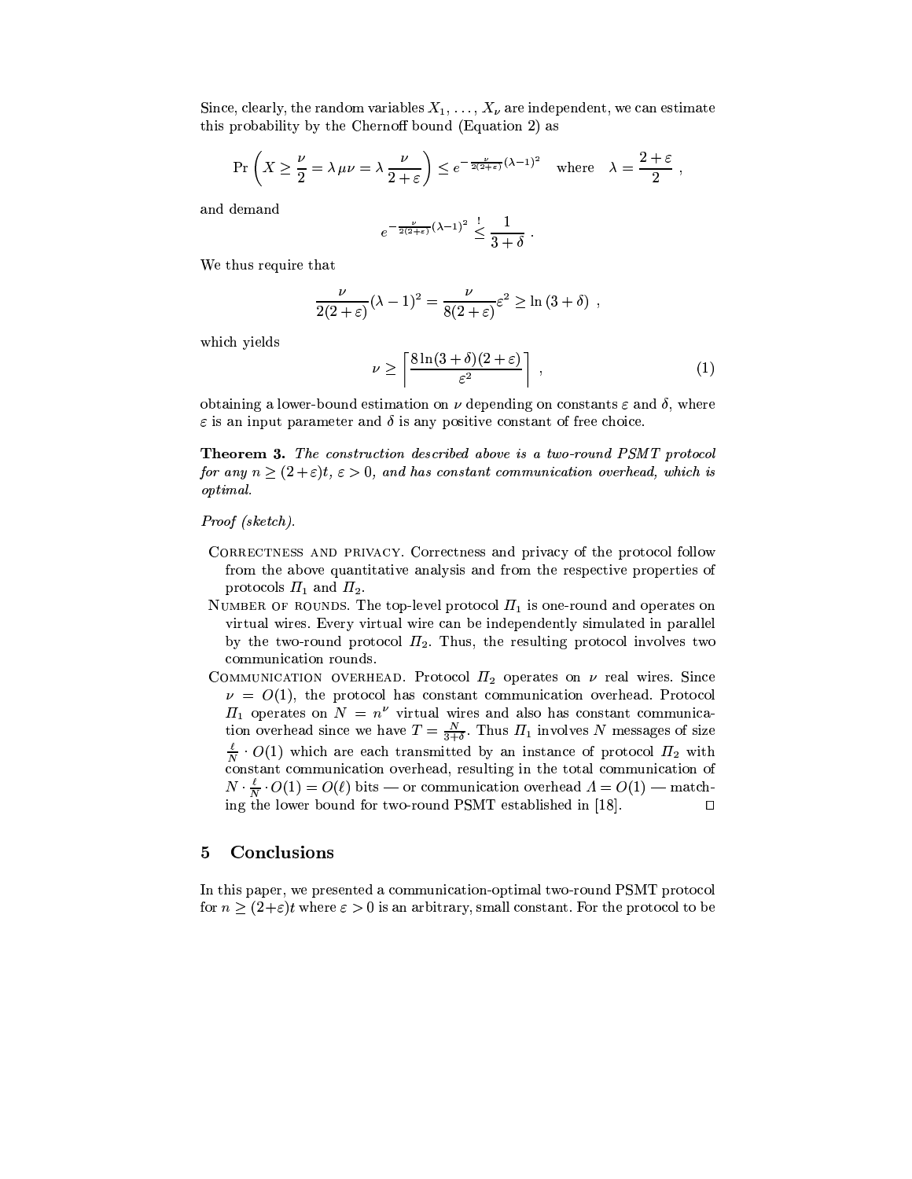Since, clearly, the random variables $X_1, \ldots, X_\nu$ are independent, we can estimate this probability by the Chernoff bound (Equation 2) as

$$\Pr\left(X \geq \frac{\nu}{2} = \lambda\, \mu\nu = \lambda\, \frac{\nu}{2+\varepsilon}\right) \leq e^{-\frac{\nu}{2(2+\varepsilon)}(\lambda-1)^2} \quad \text{where} \quad \lambda = \frac{2+\varepsilon}{2}\ ,$$

and demand

$$e^{-\frac{\nu}{2(2+\varepsilon)}(\lambda-1)^2} \stackrel{!}{\leq} \frac{1}{3+\delta}\ .$$

We thus require that

$$\frac{\nu}{2(2+\varepsilon)}(\lambda-1)^2 = \frac{\nu}{8(2+\varepsilon)}\varepsilon^2 \geq \ln(3+\delta)\ ,$$

which yields

$$\nu \geq \left\lceil \frac{8\ln(3+\delta)(2+\varepsilon)}{\varepsilon^2} \right\rceil\ , \tag{1}$$

obtaining a lower-bound estimation on $\nu$ depending on constants $\varepsilon$ and $\delta$, where $\varepsilon$ is an input parameter and $\delta$ is any positive constant of free choice.

**Theorem 3.** *The construction described above is a two-round PSMT protocol for any $n \geq (2+\varepsilon)t$, $\varepsilon > 0$, and has constant communication overhead, which is optimal.*

*Proof (sketch).*

- CORRECTNESS AND PRIVACY. Correctness and privacy of the protocol follow from the above quantitative analysis and from the respective properties of protocols $\Pi_1$ and $\Pi_2$.
- NUMBER OF ROUNDS. The top-level protocol $\Pi_1$ is one-round and operates on virtual wires. Every virtual wire can be independently simulated in parallel by the two-round protocol $\Pi_2$. Thus, the resulting protocol involves two communication rounds.
- COMMUNICATION OVERHEAD. Protocol $\Pi_2$ operates on $\nu$ real wires. Since $\nu = O(1)$, the protocol has constant communication overhead. Protocol $\Pi_1$ operates on $N = n^\nu$ virtual wires and also has constant communication overhead since we have $T = \frac{N}{3+\delta}$. Thus $\Pi_1$ involves $N$ messages of size $\frac{\ell}{N} \cdot O(1)$ which are each transmitted by an instance of protocol $\Pi_2$ with constant communication overhead, resulting in the total communication of $N \cdot \frac{\ell}{N} \cdot O(1) = O(\ell)$ bits — or communication overhead $\Lambda = O(1)$ — matching the lower bound for two-round PSMT established in [18]. $\square$

## 5 Conclusions

In this paper, we presented a communication-optimal two-round PSMT protocol for $n \geq (2+\varepsilon)t$ where $\varepsilon > 0$ is an arbitrary, small constant. For the protocol to be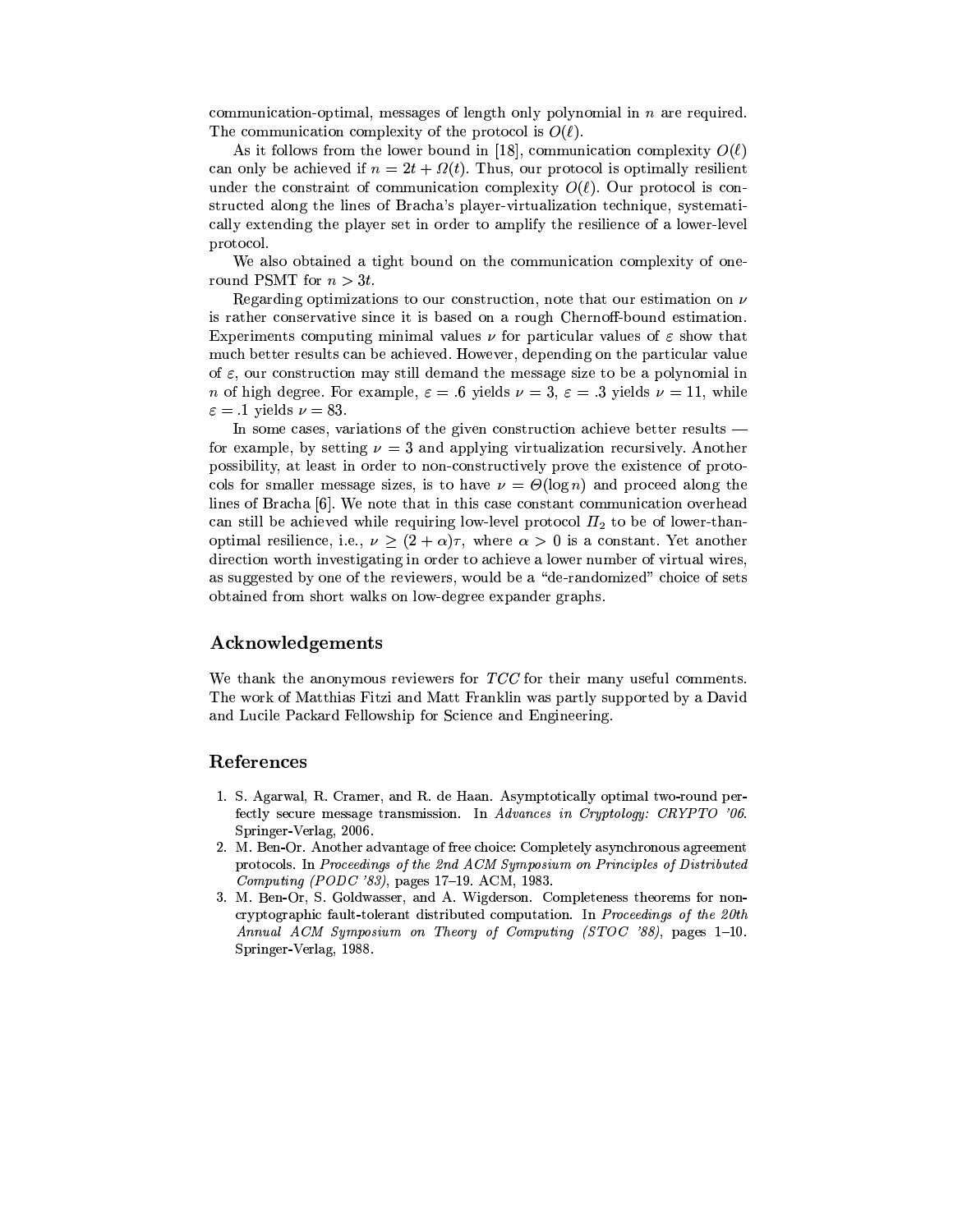communication-optimal, messages of length only polynomial in $n$ are required. The communication complexity of the protocol is $O(\ell)$.

As it follows from the lower bound in [18], communication complexity $O(\ell)$ can only be achieved if $n = 2t + \Omega(t)$. Thus, our protocol is optimally resilient under the constraint of communication complexity $O(\ell)$. Our protocol is constructed along the lines of Bracha's player-virtualization technique, systematically extending the player set in order to amplify the resilience of a lower-level protocol.

We also obtained a tight bound on the communication complexity of one-round PSMT for $n > 3t$.

Regarding optimizations to our construction, note that our estimation on $\nu$ is rather conservative since it is based on a rough Chernoff-bound estimation. Experiments computing minimal values $\nu$ for particular values of $\varepsilon$ show that much better results can be achieved. However, depending on the particular value of $\varepsilon$, our construction may still demand the message size to be a polynomial in $n$ of high degree. For example, $\varepsilon = .6$ yields $\nu = 3$, $\varepsilon = .3$ yields $\nu = 11$, while $\varepsilon = .1$ yields $\nu = 83$.

In some cases, variations of the given construction achieve better results — for example, by setting $\nu = 3$ and applying virtualization recursively. Another possibility, at least in order to non-constructively prove the existence of protocols for smaller message sizes, is to have $\nu = \Theta(\log n)$ and proceed along the lines of Bracha [6]. We note that in this case constant communication overhead can still be achieved while requiring low-level protocol $\Pi_2$ to be of lower-than-optimal resilience, i.e., $\nu \geq (2 + \alpha)\tau$, where $\alpha > 0$ is a constant. Yet another direction worth investigating in order to achieve a lower number of virtual wires, as suggested by one of the reviewers, would be a "de-randomized" choice of sets obtained from short walks on low-degree expander graphs.

## Acknowledgements

We thank the anonymous reviewers for *TCC* for their many useful comments. The work of Matthias Fitzi and Matt Franklin was partly supported by a David and Lucile Packard Fellowship for Science and Engineering.

## References

1. S. Agarwal, R. Cramer, and R. de Haan. Asymptotically optimal two-round perfectly secure message transmission. In *Advances in Cryptology: CRYPTO '06*. Springer-Verlag, 2006.
2. M. Ben-Or. Another advantage of free choice: Completely asynchronous agreement protocols. In *Proceedings of the 2nd ACM Symposium on Principles of Distributed Computing (PODC '83)*, pages 17–19. ACM, 1983.
3. M. Ben-Or, S. Goldwasser, and A. Wigderson. Completeness theorems for non-cryptographic fault-tolerant distributed computation. In *Proceedings of the 20th Annual ACM Symposium on Theory of Computing (STOC '88)*, pages 1–10. Springer-Verlag, 1988.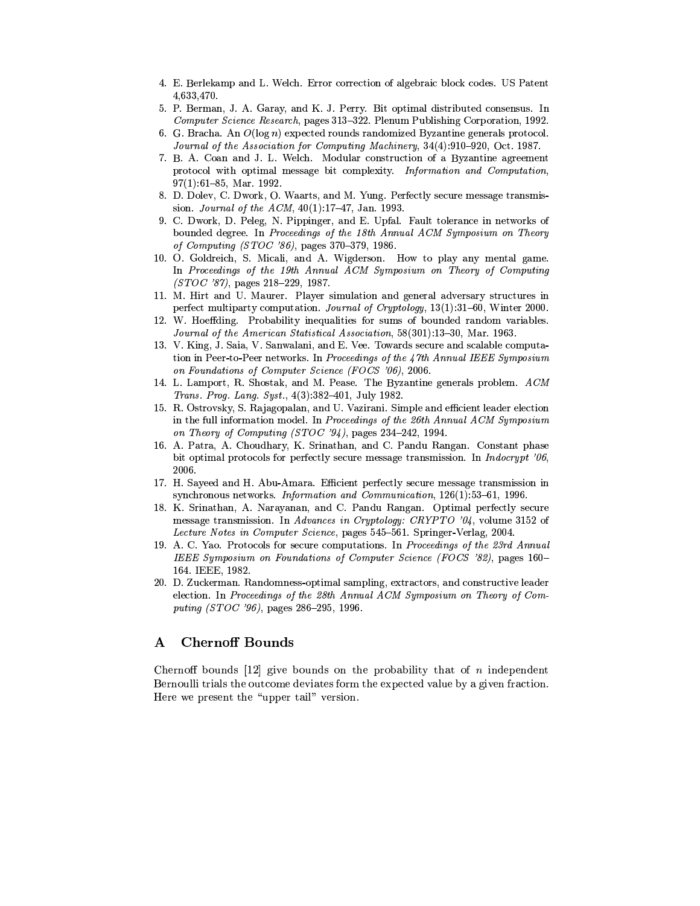4. E. Berlekamp and L. Welch. Error correction of algebraic block codes. US Patent 4,633,470.
5. P. Berman, J. A. Garay, and K. J. Perry. Bit optimal distributed consensus. In *Computer Science Research*, pages 313–322. Plenum Publishing Corporation, 1992.
6. G. Bracha. An $O(\log n)$ expected rounds randomized Byzantine generals protocol. *Journal of the Association for Computing Machinery*, 34(4):910–920, Oct. 1987.
7. B. A. Coan and J. L. Welch. Modular construction of a Byzantine agreement protocol with optimal message bit complexity. *Information and Computation*, 97(1):61–85, Mar. 1992.
8. D. Dolev, C. Dwork, O. Waarts, and M. Yung. Perfectly secure message transmission. *Journal of the ACM*, 40(1):17–47, Jan. 1993.
9. C. Dwork, D. Peleg, N. Pippinger, and E. Upfal. Fault tolerance in networks of bounded degree. In *Proceedings of the 18th Annual ACM Symposium on Theory of Computing (STOC '86)*, pages 370–379, 1986.
10. O. Goldreich, S. Micali, and A. Wigderson. How to play any mental game. In *Proceedings of the 19th Annual ACM Symposium on Theory of Computing (STOC '87)*, pages 218–229, 1987.
11. M. Hirt and U. Maurer. Player simulation and general adversary structures in perfect multiparty computation. *Journal of Cryptology*, 13(1):31–60, Winter 2000.
12. W. Hoeffding. Probability inequalities for sums of bounded random variables. *Journal of the American Statistical Association*, 58(301):13–30, Mar. 1963.
13. V. King, J. Saia, V. Sanwalani, and E. Vee. Towards secure and scalable computation in Peer-to-Peer networks. In *Proceedings of the 47th Annual IEEE Symposium on Foundations of Computer Science (FOCS '06)*, 2006.
14. L. Lamport, R. Shostak, and M. Pease. The Byzantine generals problem. *ACM Trans. Prog. Lang. Syst.*, 4(3):382–401, July 1982.
15. R. Ostrovsky, S. Rajagopalan, and U. Vazirani. Simple and efficient leader election in the full information model. In *Proceedings of the 26th Annual ACM Symposium on Theory of Computing (STOC '94)*, pages 234–242, 1994.
16. A. Patra, A. Choudhary, K. Srinathan, and C. Pandu Rangan. Constant phase bit optimal protocols for perfectly secure message transmission. In *Indocrypt '06*, 2006.
17. H. Sayeed and H. Abu-Amara. Efficient perfectly secure message transmission in synchronous networks. *Information and Communication*, 126(1):53–61, 1996.
18. K. Srinathan, A. Narayanan, and C. Pandu Rangan. Optimal perfectly secure message transmission. In *Advances in Cryptology: CRYPTO '04*, volume 3152 of *Lecture Notes in Computer Science*, pages 545–561. Springer-Verlag, 2004.
19. A. C. Yao. Protocols for secure computations. In *Proceedings of the 23rd Annual IEEE Symposium on Foundations of Computer Science (FOCS '82)*, pages 160–164. IEEE, 1982.
20. D. Zuckerman. Randomness-optimal sampling, extractors, and constructive leader election. In *Proceedings of the 28th Annual ACM Symposium on Theory of Computing (STOC '96)*, pages 286–295, 1996.

# A Chernoff Bounds

Chernoff bounds [12] give bounds on the probability that of $n$ independent Bernoulli trials the outcome deviates form the expected value by a given fraction. Here we present the "upper tail" version.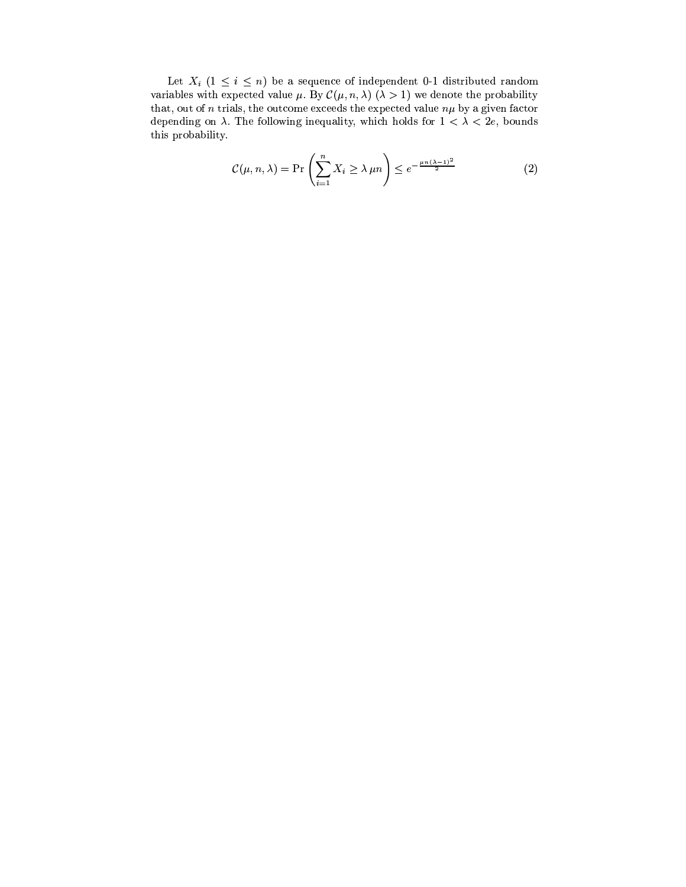Let $X_i$ $(1 \leq i \leq n)$ be a sequence of independent 0-1 distributed random variables with expected value $\mu$. By $\mathcal{C}(\mu, n, \lambda)$ $(\lambda > 1)$ we denote the probability that, out of $n$ trials, the outcome exceeds the expected value $n\mu$ by a given factor depending on $\lambda$. The following inequality, which holds for $1 < \lambda < 2e$, bounds this probability.

$$\mathcal{C}(\mu, n, \lambda) = \Pr\left(\sum_{i=1}^{n} X_i \geq \lambda\, \mu n\right) \leq e^{-\frac{\mu n (\lambda - 1)^2}{2}} \tag{2}$$